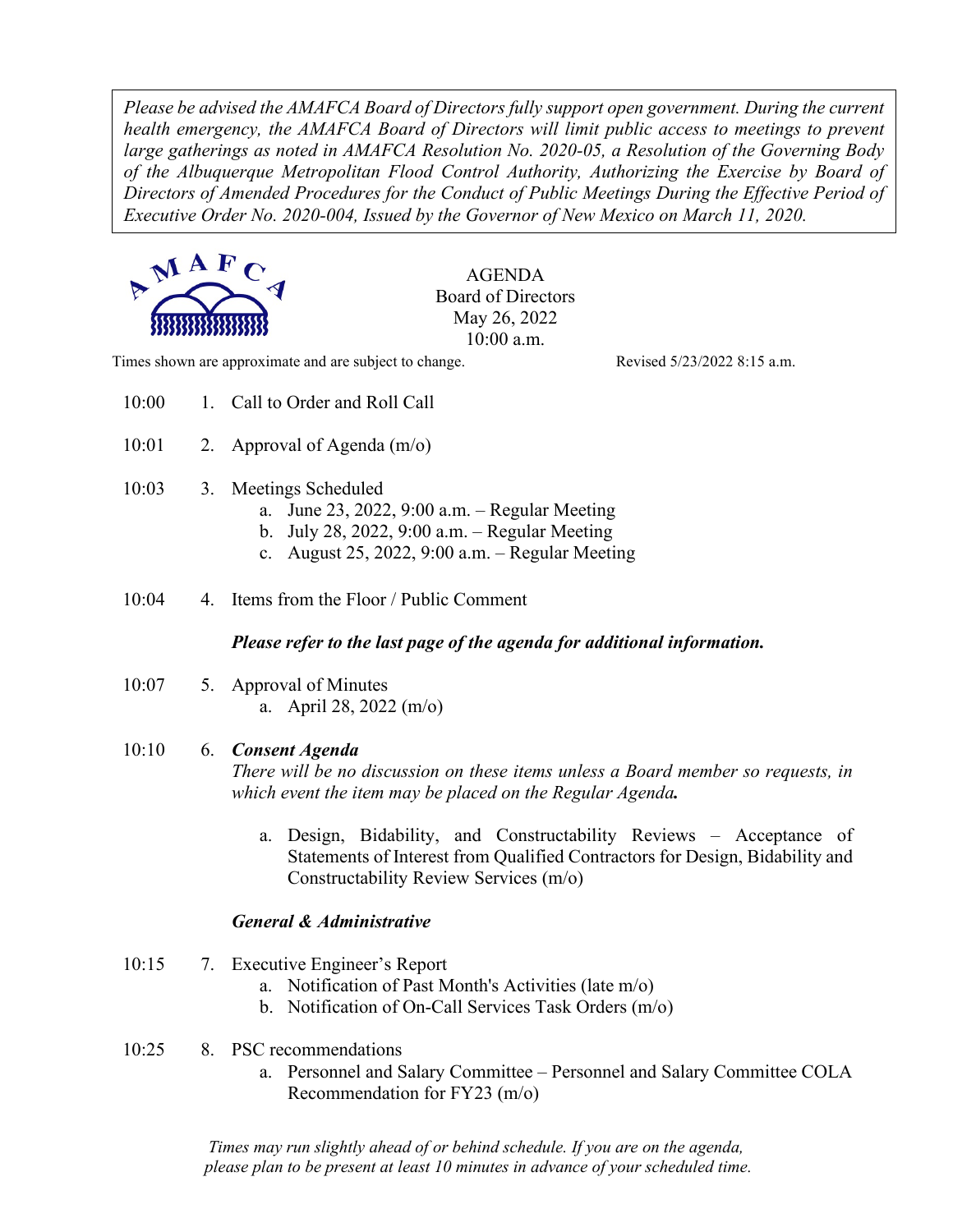*Please be advised the AMAFCA Board of Directors fully support open government. During the current health emergency, the AMAFCA Board of Directors will limit public access to meetings to prevent large gatherings as noted in AMAFCA Resolution No. 2020-05, a Resolution of the Governing Body of the Albuquerque Metropolitan Flood Control Authority, Authorizing the Exercise by Board of Directors of Amended Procedures for the Conduct of Public Meetings During the Effective Period of Executive Order No. 2020-004, Issued by the Governor of New Mexico on March 11, 2020.*

AMAFCA

AGENDA
Board of Directors
May 26, 2022
10:00 a.m.

Times shown are approximate and are subject to change. Revised 5/23/2022 8:15 a.m.

10:00 1. Call to Order and Roll Call

10:01 2. Approval of Agenda (m/o)

10:03 3. Meetings Scheduled
   a. June 23, 2022, 9:00 a.m. – Regular Meeting
   b. July 28, 2022, 9:00 a.m. – Regular Meeting
   c. August 25, 2022, 9:00 a.m. – Regular Meeting

10:04 4. Items from the Floor / Public Comment

***Please refer to the last page of the agenda for additional information.***

10:07 5. Approval of Minutes
   a. April 28, 2022 (m/o)

10:10 6. ***Consent Agenda***
*There will be no discussion on these items unless a Board member so requests, in which event the item may be placed on the Regular Agenda.*

   a. Design, Bidability, and Constructability Reviews – Acceptance of Statements of Interest from Qualified Contractors for Design, Bidability and Constructability Review Services (m/o)

***General & Administrative***

10:15 7. Executive Engineer's Report
   a. Notification of Past Month's Activities (late m/o)
   b. Notification of On-Call Services Task Orders (m/o)

10:25 8. PSC recommendations
   a. Personnel and Salary Committee – Personnel and Salary Committee COLA Recommendation for FY23 (m/o)

*Times may run slightly ahead of or behind schedule. If you are on the agenda, please plan to be present at least 10 minutes in advance of your scheduled time.*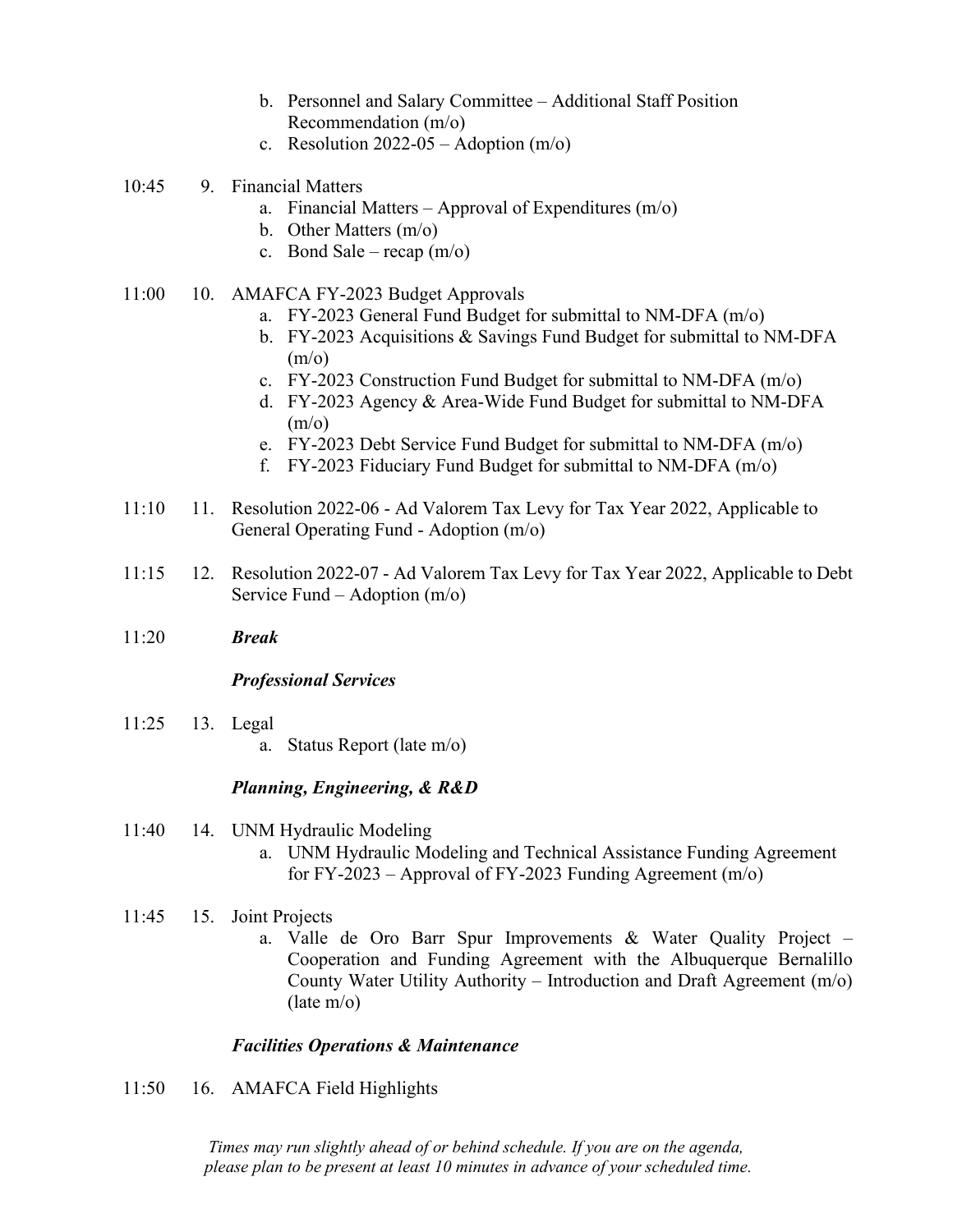- b. Personnel and Salary Committee – Additional Staff Position Recommendation (m/o)
   - c. Resolution 2022-05 – Adoption (m/o)

10:45 9. Financial Matters
   - a. Financial Matters – Approval of Expenditures (m/o)
   - b. Other Matters (m/o)
   - c. Bond Sale – recap (m/o)

11:00 10. AMAFCA FY-2023 Budget Approvals
   - a. FY-2023 General Fund Budget for submittal to NM-DFA (m/o)
   - b. FY-2023 Acquisitions & Savings Fund Budget for submittal to NM-DFA (m/o)
   - c. FY-2023 Construction Fund Budget for submittal to NM-DFA (m/o)
   - d. FY-2023 Agency & Area-Wide Fund Budget for submittal to NM-DFA (m/o)
   - e. FY-2023 Debt Service Fund Budget for submittal to NM-DFA (m/o)
   - f. FY-2023 Fiduciary Fund Budget for submittal to NM-DFA (m/o)

11:10 11. Resolution 2022-06 - Ad Valorem Tax Levy for Tax Year 2022, Applicable to General Operating Fund - Adoption (m/o)

11:15 12. Resolution 2022-07 - Ad Valorem Tax Levy for Tax Year 2022, Applicable to Debt Service Fund – Adoption (m/o)

11:20 ***Break***

***Professional Services***

11:25 13. Legal
   - a. Status Report (late m/o)

***Planning, Engineering, & R&D***

11:40 14. UNM Hydraulic Modeling
   - a. UNM Hydraulic Modeling and Technical Assistance Funding Agreement for FY-2023 – Approval of FY-2023 Funding Agreement (m/o)

11:45 15. Joint Projects
   - a. Valle de Oro Barr Spur Improvements & Water Quality Project – Cooperation and Funding Agreement with the Albuquerque Bernalillo County Water Utility Authority – Introduction and Draft Agreement (m/o) (late m/o)

***Facilities Operations & Maintenance***

11:50 16. AMAFCA Field Highlights

*Times may run slightly ahead of or behind schedule. If you are on the agenda, please plan to be present at least 10 minutes in advance of your scheduled time.*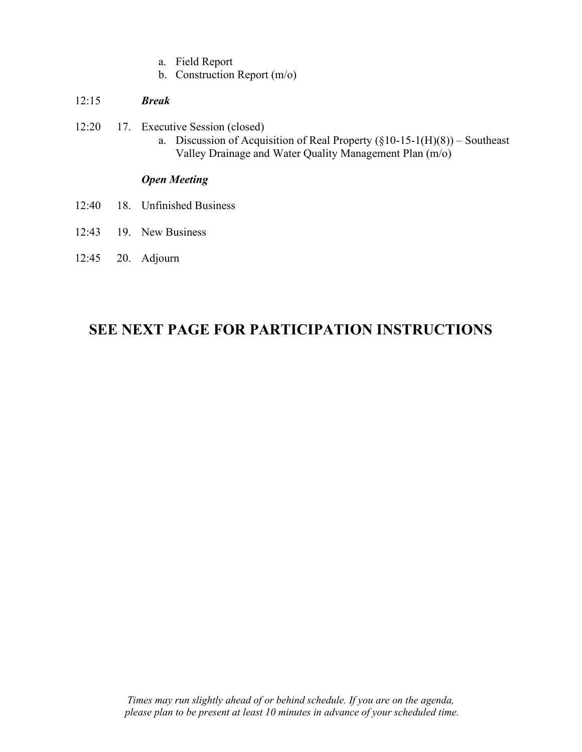a. Field Report
   b. Construction Report (m/o)

12:15 ***Break***

12:20 17. Executive Session (closed)
   a. Discussion of Acquisition of Real Property (§10-15-1(H)(8)) – Southeast Valley Drainage and Water Quality Management Plan (m/o)

***Open Meeting***

12:40 18. Unfinished Business

12:43 19. New Business

12:45 20. Adjourn

## SEE NEXT PAGE FOR PARTICIPATION INSTRUCTIONS

*Times may run slightly ahead of or behind schedule. If you are on the agenda, please plan to be present at least 10 minutes in advance of your scheduled time.*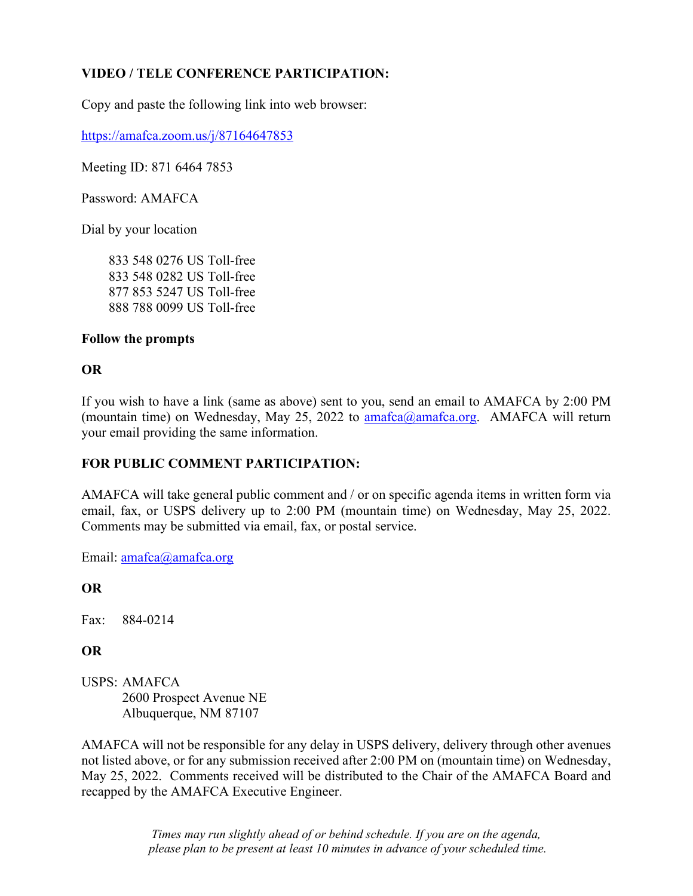**VIDEO / TELE CONFERENCE PARTICIPATION:**

Copy and paste the following link into web browser:

https://amafca.zoom.us/j/87164647853

Meeting ID: 871 6464 7853

Password: AMAFCA

Dial by your location

833 548 0276 US Toll-free
833 548 0282 US Toll-free
877 853 5247 US Toll-free
888 788 0099 US Toll-free

**Follow the prompts**

**OR**

If you wish to have a link (same as above) sent to you, send an email to AMAFCA by 2:00 PM (mountain time) on Wednesday, May 25, 2022 to amafca@amafca.org. AMAFCA will return your email providing the same information.

**FOR PUBLIC COMMENT PARTICIPATION:**

AMAFCA will take general public comment and / or on specific agenda items in written form via email, fax, or USPS delivery up to 2:00 PM (mountain time) on Wednesday, May 25, 2022. Comments may be submitted via email, fax, or postal service.

Email: amafca@amafca.org

**OR**

Fax: 884-0214

**OR**

USPS: AMAFCA
2600 Prospect Avenue NE
Albuquerque, NM 87107

AMAFCA will not be responsible for any delay in USPS delivery, delivery through other avenues not listed above, or for any submission received after 2:00 PM on (mountain time) on Wednesday, May 25, 2022. Comments received will be distributed to the Chair of the AMAFCA Board and recapped by the AMAFCA Executive Engineer.

*Times may run slightly ahead of or behind schedule. If you are on the agenda, please plan to be present at least 10 minutes in advance of your scheduled time.*